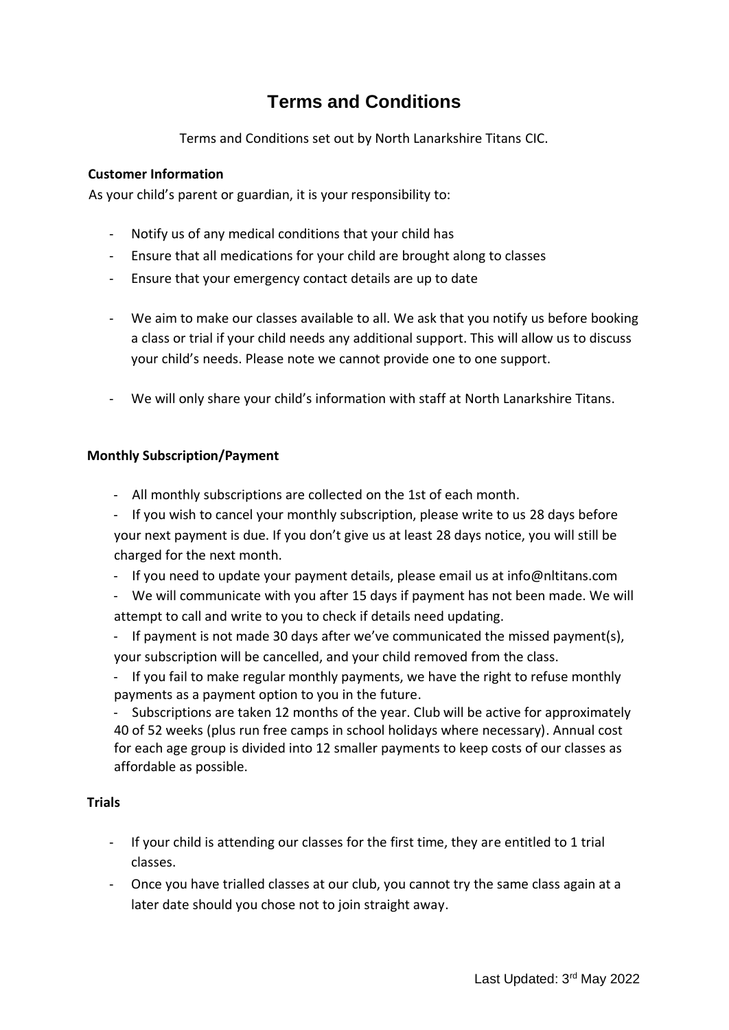# Terms and Conditions

Terms and Conditions set out by North Lanarkshire Titans CIC.

**Customer Information**

As your child's parent or guardian, it is your responsibility to:

- Notify us of any medical conditions that your child has
- Ensure that all medications for your child are brought along to classes
- Ensure that your emergency contact details are up to date

- We aim to make our classes available to all. We ask that you notify us before booking a class or trial if your child needs any additional support. This will allow us to discuss your child's needs. Please note we cannot provide one to one support.

- We will only share your child's information with staff at North Lanarkshire Titans.

**Monthly Subscription/Payment**

- All monthly subscriptions are collected on the 1st of each month.
- If you wish to cancel your monthly subscription, please write to us 28 days before your next payment is due. If you don't give us at least 28 days notice, you will still be charged for the next month.
- If you need to update your payment details, please email us at info@nltitans.com
- We will communicate with you after 15 days if payment has not been made. We will attempt to call and write to you to check if details need updating.
- If payment is not made 30 days after we've communicated the missed payment(s), your subscription will be cancelled, and your child removed from the class.
- If you fail to make regular monthly payments, we have the right to refuse monthly payments as a payment option to you in the future.
- Subscriptions are taken 12 months of the year. Club will be active for approximately 40 of 52 weeks (plus run free camps in school holidays where necessary). Annual cost for each age group is divided into 12 smaller payments to keep costs of our classes as affordable as possible.

**Trials**

- If your child is attending our classes for the first time, they are entitled to 1 trial classes.
- Once you have trialled classes at our club, you cannot try the same class again at a later date should you chose not to join straight away.

Last Updated: 3rd May 2022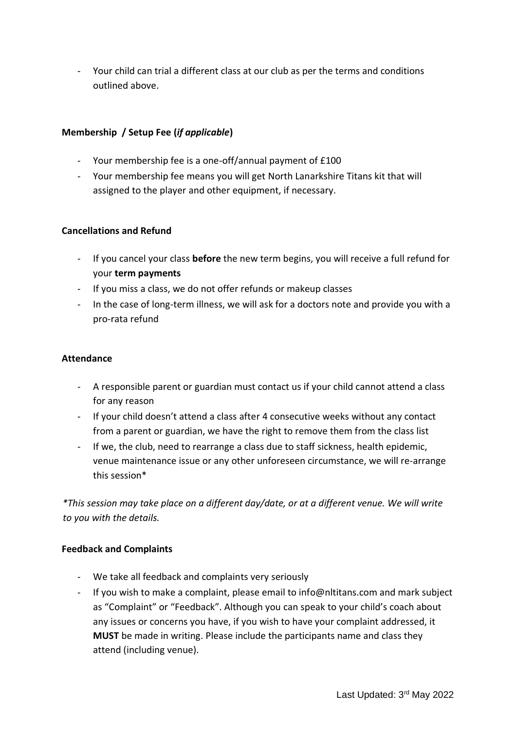- Your child can trial a different class at our club as per the terms and conditions outlined above.

**Membership / Setup Fee (*if applicable*)**

- Your membership fee is a one-off/annual payment of £100
- Your membership fee means you will get North Lanarkshire Titans kit that will assigned to the player and other equipment, if necessary.

**Cancellations and Refund**

- If you cancel your class **before** the new term begins, you will receive a full refund for your **term payments**
- If you miss a class, we do not offer refunds or makeup classes
- In the case of long-term illness, we will ask for a doctors note and provide you with a pro-rata refund

**Attendance**

- A responsible parent or guardian must contact us if your child cannot attend a class for any reason
- If your child doesn't attend a class after 4 consecutive weeks without any contact from a parent or guardian, we have the right to remove them from the class list
- If we, the club, need to rearrange a class due to staff sickness, health epidemic, venue maintenance issue or any other unforeseen circumstance, we will re-arrange this session*

*\*This session may take place on a different day/date, or at a different venue. We will write to you with the details.*

**Feedback and Complaints**

- We take all feedback and complaints very seriously
- If you wish to make a complaint, please email to info@nltitans.com and mark subject as "Complaint" or "Feedback". Although you can speak to your child's coach about any issues or concerns you have, if you wish to have your complaint addressed, it **MUST** be made in writing. Please include the participants name and class they attend (including venue).

Last Updated: 3rd May 2022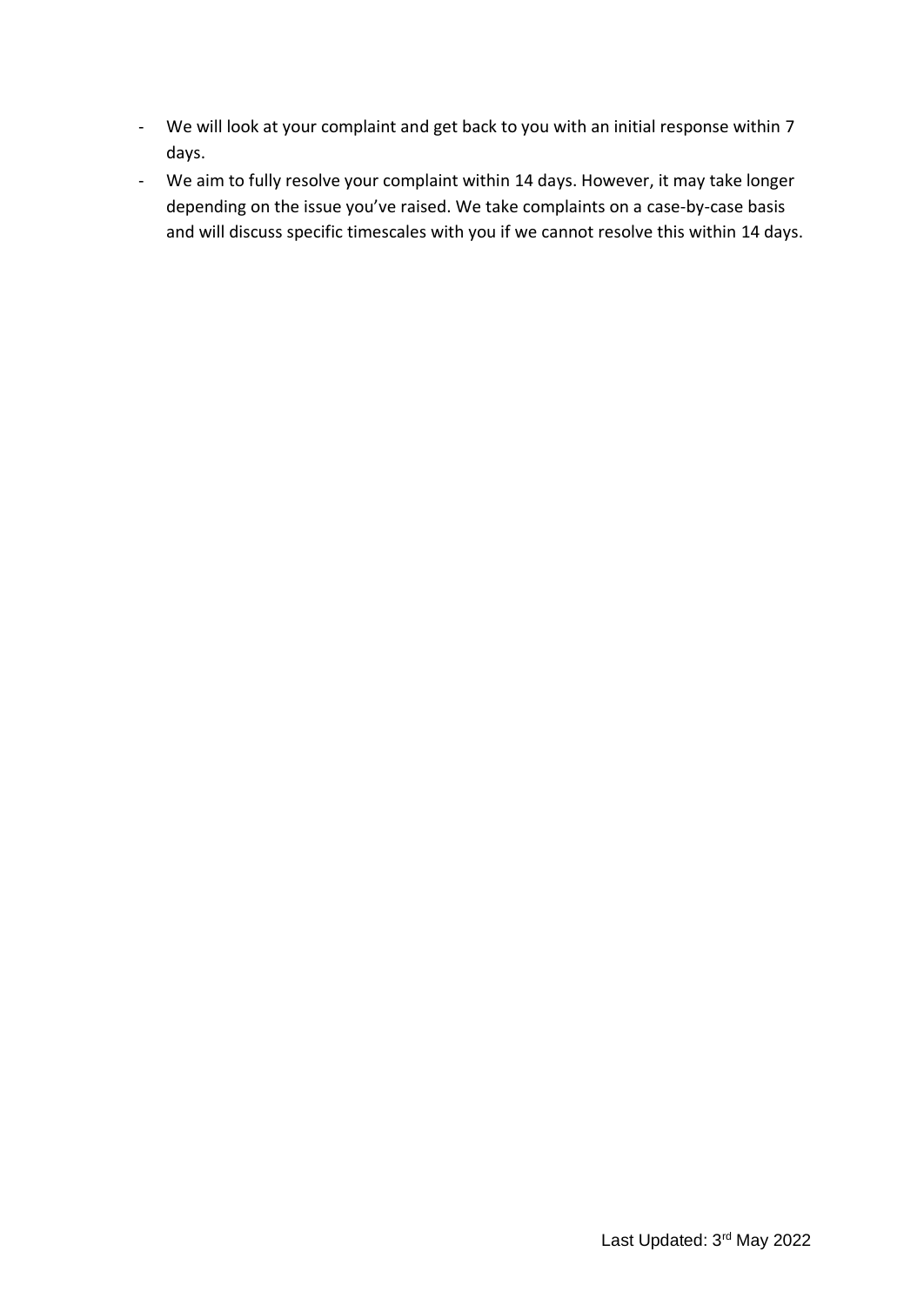- We will look at your complaint and get back to you with an initial response within 7 days.
- We aim to fully resolve your complaint within 14 days. However, it may take longer depending on the issue you've raised. We take complaints on a case-by-case basis and will discuss specific timescales with you if we cannot resolve this within 14 days.

Last Updated: 3rd May 2022